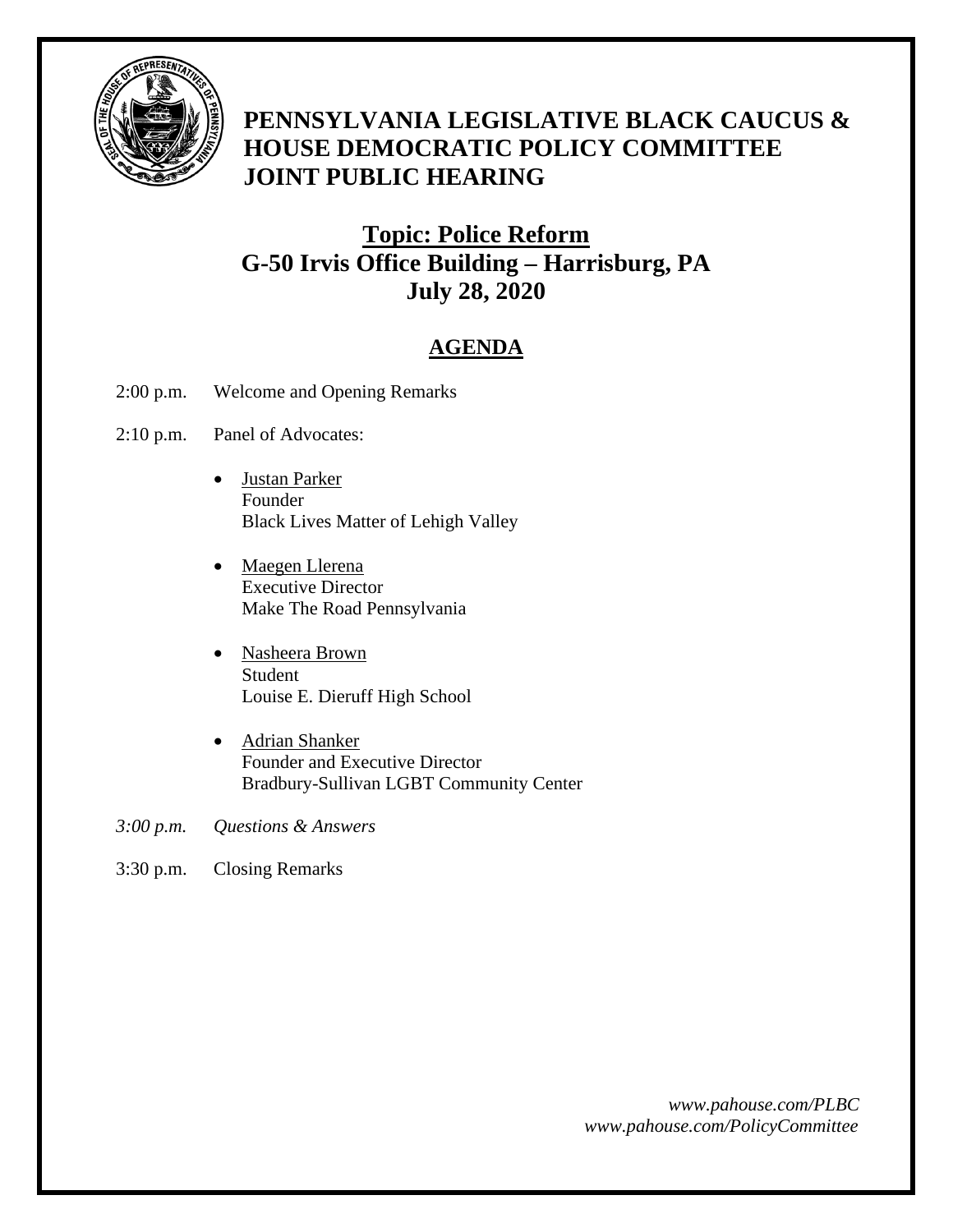# PENNSYLVANIA LEGISLATIVE BLACK CAUCUS & HOUSE DEMOCRATIC POLICY COMMITTEE JOINT PUBLIC HEARING

## Topic: Police Reform
## G-50 Irvis Office Building – Harrisburg, PA
## July 28, 2020

## AGENDA

2:00 p.m. Welcome and Opening Remarks

2:10 p.m. Panel of Advocates:

- Justan Parker
  Founder
  Black Lives Matter of Lehigh Valley

- Maegen Llerena
  Executive Director
  Make The Road Pennsylvania

- Nasheera Brown
  Student
  Louise E. Dieruff High School

- Adrian Shanker
  Founder and Executive Director
  Bradbury-Sullivan LGBT Community Center

*3:00 p.m. Questions & Answers*

3:30 p.m. Closing Remarks

*www.pahouse.com/PLBC*
*www.pahouse.com/PolicyCommittee*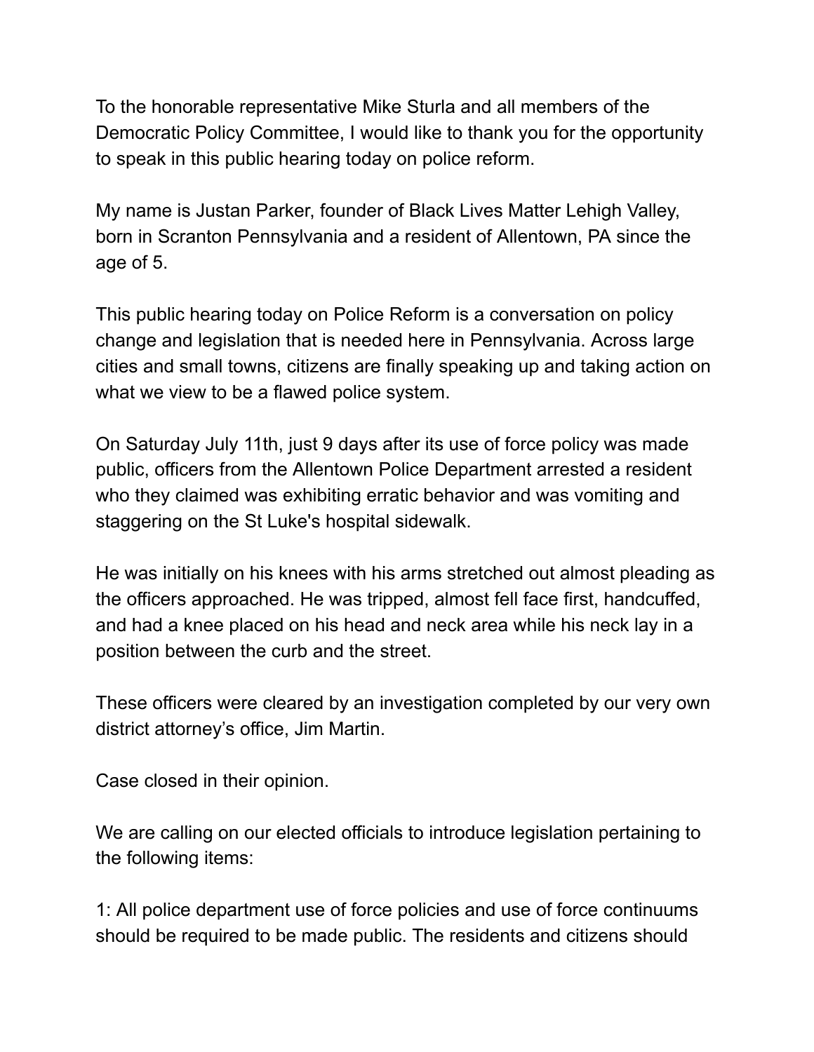To the honorable representative Mike Sturla and all members of the Democratic Policy Committee, I would like to thank you for the opportunity to speak in this public hearing today on police reform.

My name is Justan Parker, founder of Black Lives Matter Lehigh Valley, born in Scranton Pennsylvania and a resident of Allentown, PA since the age of 5.

This public hearing today on Police Reform is a conversation on policy change and legislation that is needed here in Pennsylvania. Across large cities and small towns, citizens are finally speaking up and taking action on what we view to be a flawed police system.

On Saturday July 11th, just 9 days after its use of force policy was made public, officers from the Allentown Police Department arrested a resident who they claimed was exhibiting erratic behavior and was vomiting and staggering on the St Luke's hospital sidewalk.

He was initially on his knees with his arms stretched out almost pleading as the officers approached. He was tripped, almost fell face first, handcuffed, and had a knee placed on his head and neck area while his neck lay in a position between the curb and the street.

These officers were cleared by an investigation completed by our very own district attorney's office, Jim Martin.

Case closed in their opinion.

We are calling on our elected officials to introduce legislation pertaining to the following items:

1: All police department use of force policies and use of force continuums should be required to be made public. The residents and citizens should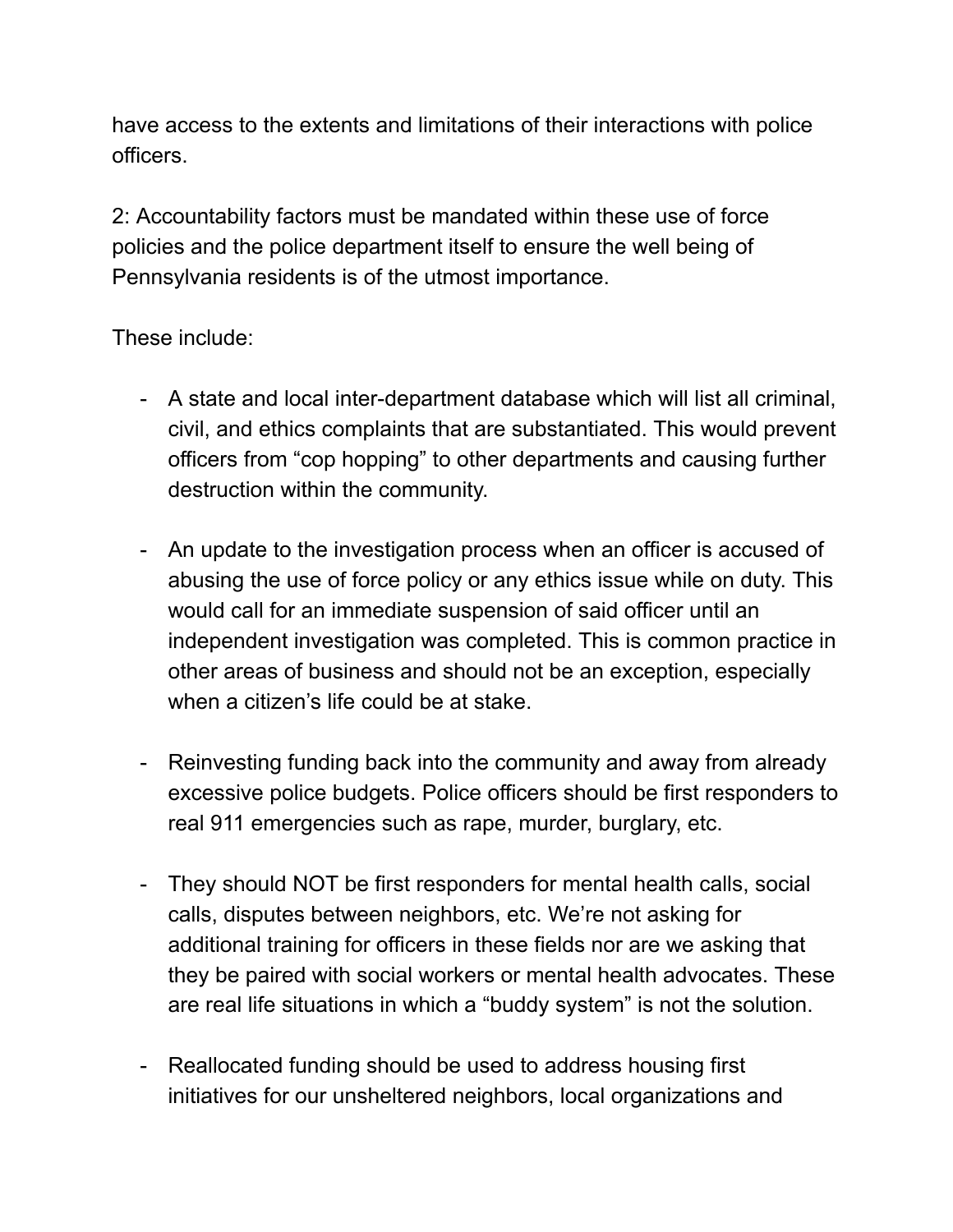have access to the extents and limitations of their interactions with police officers.

2: Accountability factors must be mandated within these use of force policies and the police department itself to ensure the well being of Pennsylvania residents is of the utmost importance.

These include:

- A state and local inter-department database which will list all criminal, civil, and ethics complaints that are substantiated. This would prevent officers from "cop hopping" to other departments and causing further destruction within the community.

- An update to the investigation process when an officer is accused of abusing the use of force policy or any ethics issue while on duty. This would call for an immediate suspension of said officer until an independent investigation was completed. This is common practice in other areas of business and should not be an exception, especially when a citizen's life could be at stake.

- Reinvesting funding back into the community and away from already excessive police budgets. Police officers should be first responders to real 911 emergencies such as rape, murder, burglary, etc.

- They should NOT be first responders for mental health calls, social calls, disputes between neighbors, etc. We're not asking for additional training for officers in these fields nor are we asking that they be paired with social workers or mental health advocates. These are real life situations in which a "buddy system" is not the solution.

- Reallocated funding should be used to address housing first initiatives for our unsheltered neighbors, local organizations and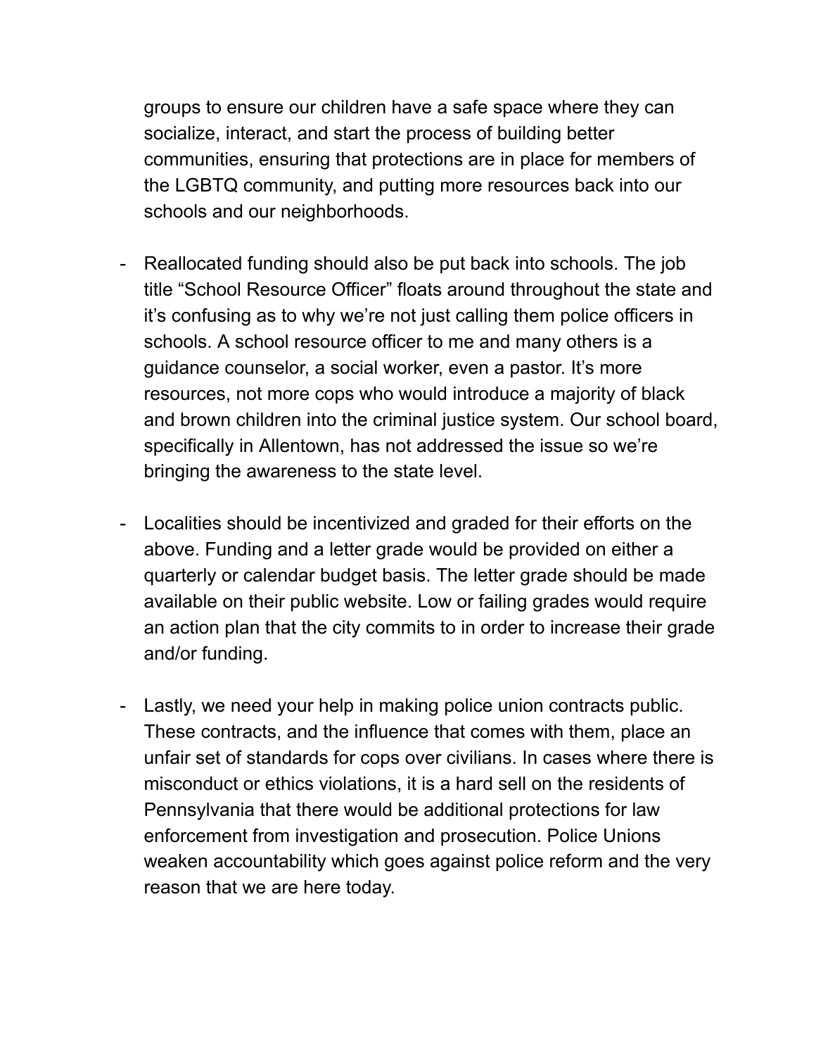groups to ensure our children have a safe space where they can socialize, interact, and start the process of building better communities, ensuring that protections are in place for members of the LGBTQ community, and putting more resources back into our schools and our neighborhoods.

- Reallocated funding should also be put back into schools. The job title "School Resource Officer" floats around throughout the state and it's confusing as to why we're not just calling them police officers in schools. A school resource officer to me and many others is a guidance counselor, a social worker, even a pastor. It's more resources, not more cops who would introduce a majority of black and brown children into the criminal justice system. Our school board, specifically in Allentown, has not addressed the issue so we're bringing the awareness to the state level.

- Localities should be incentivized and graded for their efforts on the above. Funding and a letter grade would be provided on either a quarterly or calendar budget basis. The letter grade should be made available on their public website. Low or failing grades would require an action plan that the city commits to in order to increase their grade and/or funding.

- Lastly, we need your help in making police union contracts public. These contracts, and the influence that comes with them, place an unfair set of standards for cops over civilians. In cases where there is misconduct or ethics violations, it is a hard sell on the residents of Pennsylvania that there would be additional protections for law enforcement from investigation and prosecution. Police Unions weaken accountability which goes against police reform and the very reason that we are here today.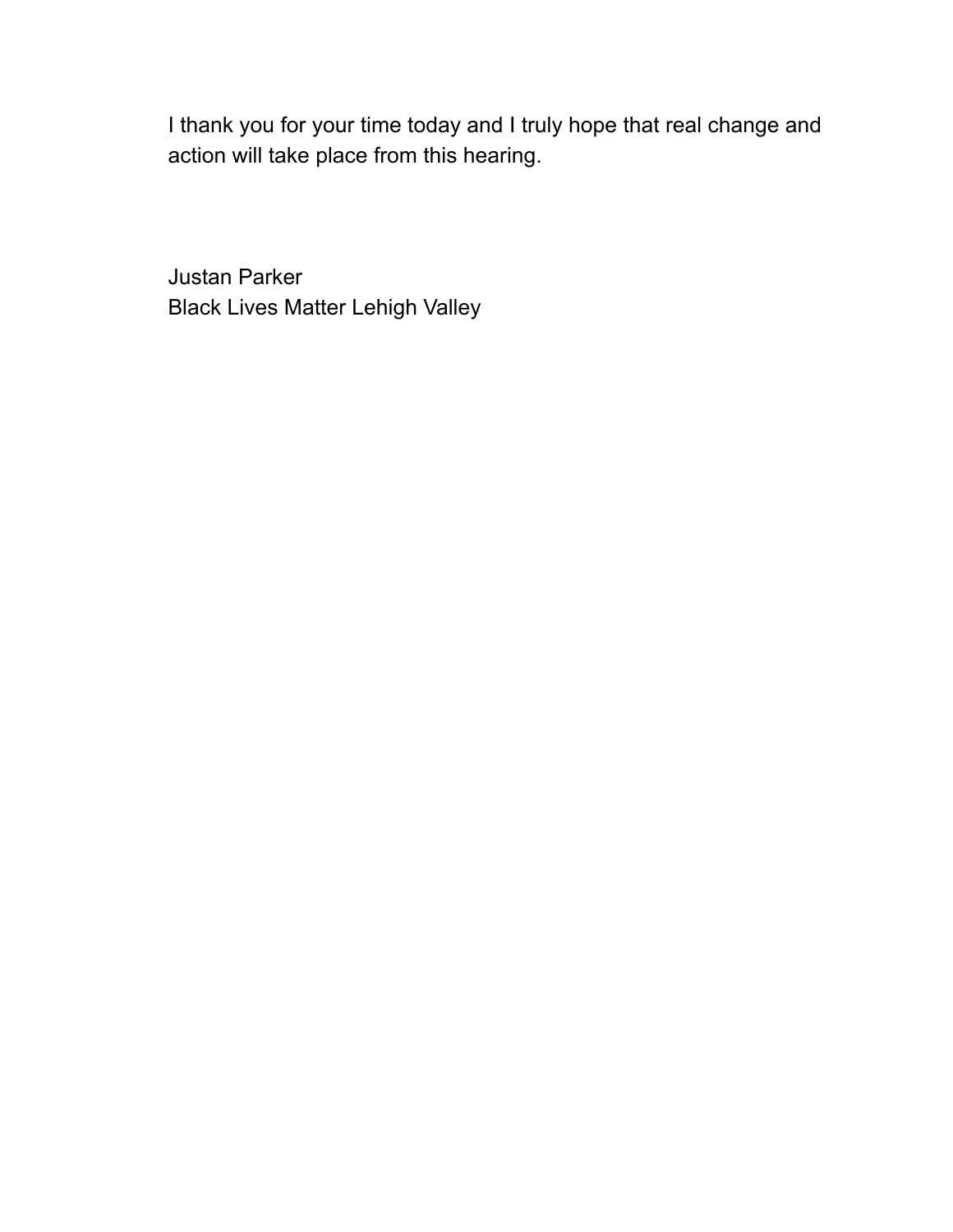I thank you for your time today and I truly hope that real change and action will take place from this hearing.

Justan Parker
Black Lives Matter Lehigh Valley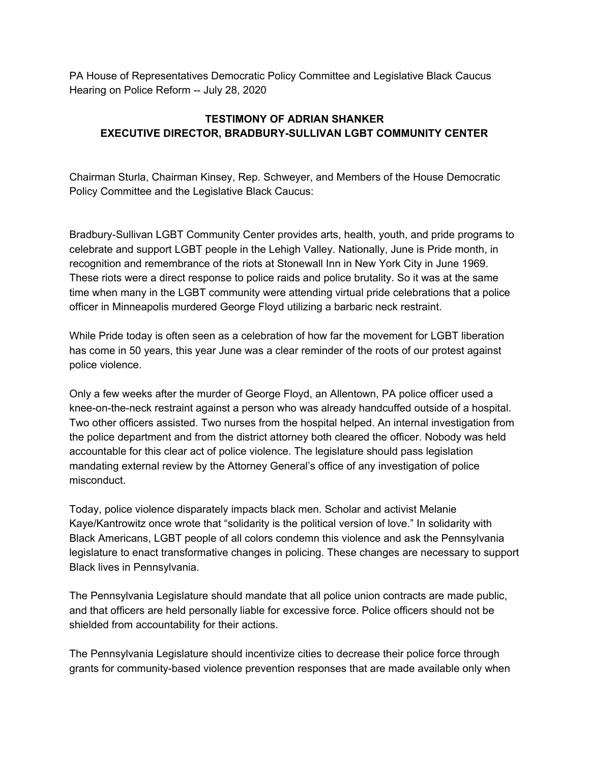PA House of Representatives Democratic Policy Committee and Legislative Black Caucus Hearing on Police Reform -- July 28, 2020

**TESTIMONY OF ADRIAN SHANKER**
**EXECUTIVE DIRECTOR, BRADBURY-SULLIVAN LGBT COMMUNITY CENTER**

Chairman Sturla, Chairman Kinsey, Rep. Schweyer, and Members of the House Democratic Policy Committee and the Legislative Black Caucus:

Bradbury-Sullivan LGBT Community Center provides arts, health, youth, and pride programs to celebrate and support LGBT people in the Lehigh Valley. Nationally, June is Pride month, in recognition and remembrance of the riots at Stonewall Inn in New York City in June 1969. These riots were a direct response to police raids and police brutality. So it was at the same time when many in the LGBT community were attending virtual pride celebrations that a police officer in Minneapolis murdered George Floyd utilizing a barbaric neck restraint.

While Pride today is often seen as a celebration of how far the movement for LGBT liberation has come in 50 years, this year June was a clear reminder of the roots of our protest against police violence.

Only a few weeks after the murder of George Floyd, an Allentown, PA police officer used a knee-on-the-neck restraint against a person who was already handcuffed outside of a hospital. Two other officers assisted. Two nurses from the hospital helped. An internal investigation from the police department and from the district attorney both cleared the officer. Nobody was held accountable for this clear act of police violence. The legislature should pass legislation mandating external review by the Attorney General's office of any investigation of police misconduct.

Today, police violence disparately impacts black men. Scholar and activist Melanie Kaye/Kantrowitz once wrote that "solidarity is the political version of love." In solidarity with Black Americans, LGBT people of all colors condemn this violence and ask the Pennsylvania legislature to enact transformative changes in policing. These changes are necessary to support Black lives in Pennsylvania.

The Pennsylvania Legislature should mandate that all police union contracts are made public, and that officers are held personally liable for excessive force. Police officers should not be shielded from accountability for their actions.

The Pennsylvania Legislature should incentivize cities to decrease their police force through grants for community-based violence prevention responses that are made available only when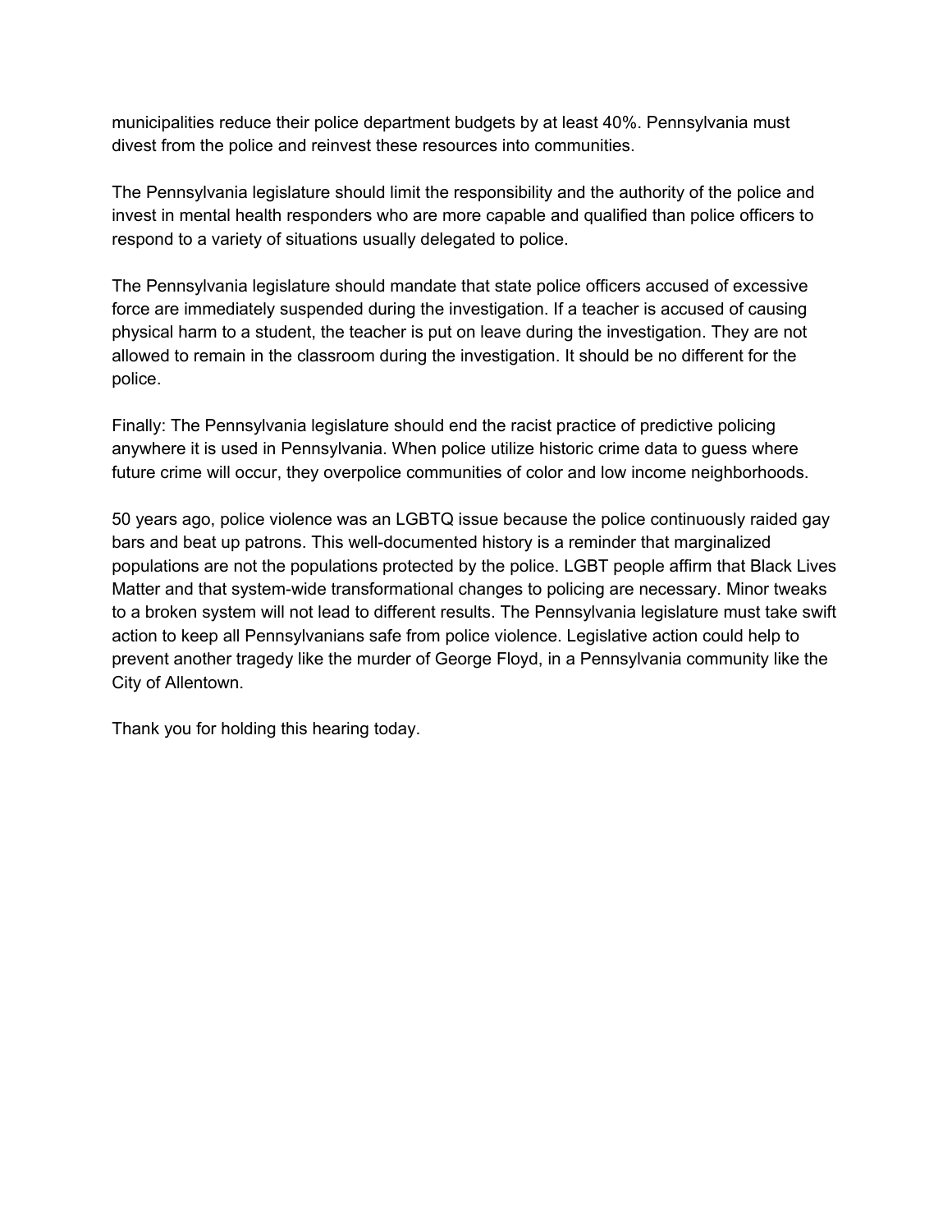municipalities reduce their police department budgets by at least 40%. Pennsylvania must divest from the police and reinvest these resources into communities.

The Pennsylvania legislature should limit the responsibility and the authority of the police and invest in mental health responders who are more capable and qualified than police officers to respond to a variety of situations usually delegated to police.

The Pennsylvania legislature should mandate that state police officers accused of excessive force are immediately suspended during the investigation. If a teacher is accused of causing physical harm to a student, the teacher is put on leave during the investigation. They are not allowed to remain in the classroom during the investigation. It should be no different for the police.

Finally: The Pennsylvania legislature should end the racist practice of predictive policing anywhere it is used in Pennsylvania. When police utilize historic crime data to guess where future crime will occur, they overpolice communities of color and low income neighborhoods.

50 years ago, police violence was an LGBTQ issue because the police continuously raided gay bars and beat up patrons. This well-documented history is a reminder that marginalized populations are not the populations protected by the police. LGBT people affirm that Black Lives Matter and that system-wide transformational changes to policing are necessary. Minor tweaks to a broken system will not lead to different results. The Pennsylvania legislature must take swift action to keep all Pennsylvanians safe from police violence. Legislative action could help to prevent another tragedy like the murder of George Floyd, in a Pennsylvania community like the City of Allentown.

Thank you for holding this hearing today.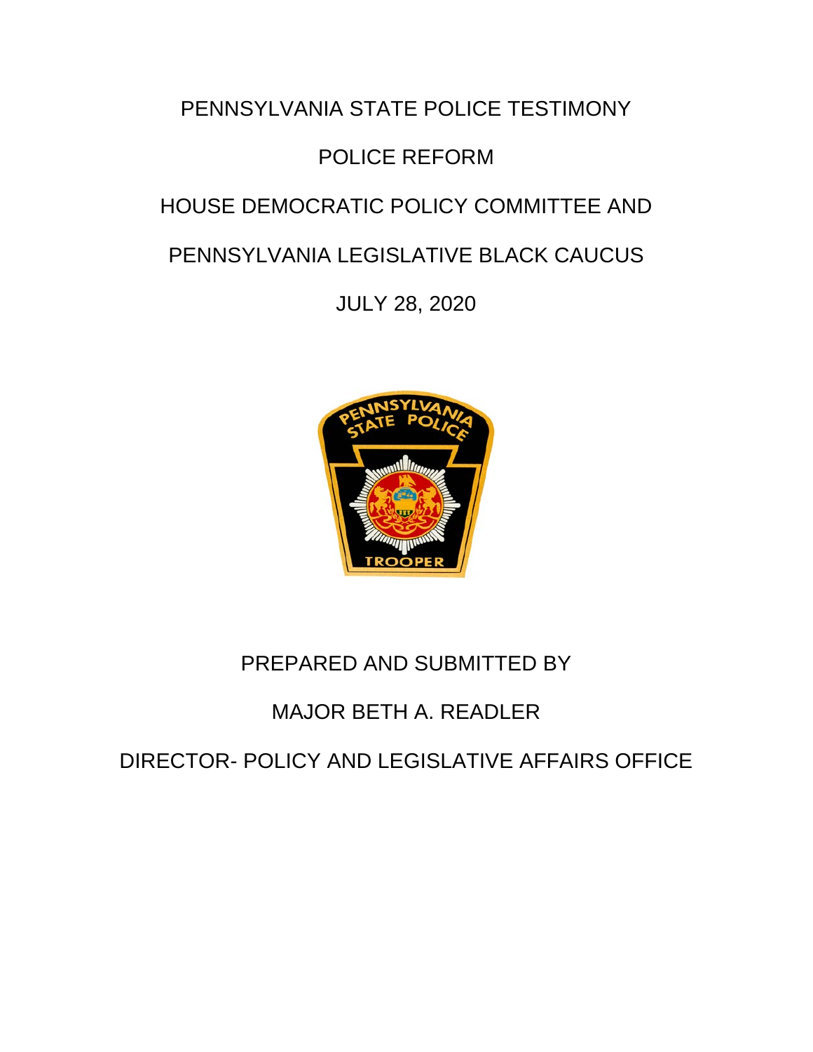PENNSYLVANIA STATE POLICE TESTIMONY

POLICE REFORM

HOUSE DEMOCRATIC POLICY COMMITTEE AND

PENNSYLVANIA LEGISLATIVE BLACK CAUCUS

JULY 28, 2020

PREPARED AND SUBMITTED BY

MAJOR BETH A. READLER

DIRECTOR- POLICY AND LEGISLATIVE AFFAIRS OFFICE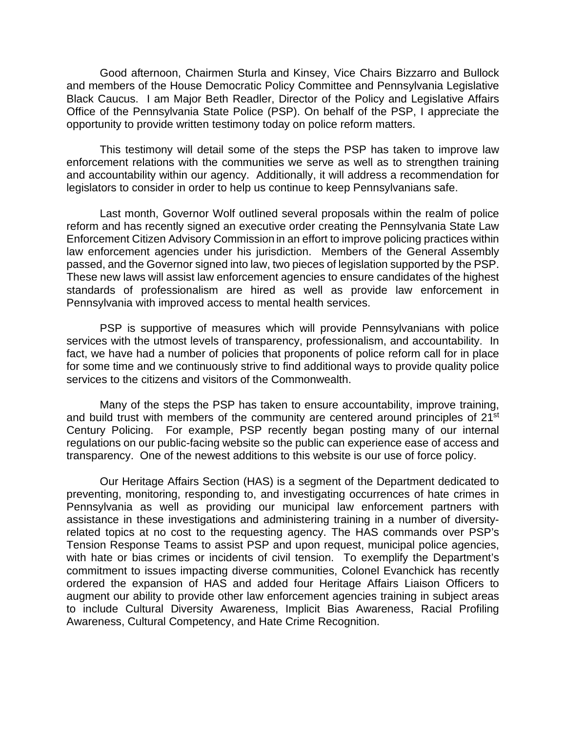Good afternoon, Chairmen Sturla and Kinsey, Vice Chairs Bizzarro and Bullock and members of the House Democratic Policy Committee and Pennsylvania Legislative Black Caucus. I am Major Beth Readler, Director of the Policy and Legislative Affairs Office of the Pennsylvania State Police (PSP). On behalf of the PSP, I appreciate the opportunity to provide written testimony today on police reform matters.

This testimony will detail some of the steps the PSP has taken to improve law enforcement relations with the communities we serve as well as to strengthen training and accountability within our agency. Additionally, it will address a recommendation for legislators to consider in order to help us continue to keep Pennsylvanians safe.

Last month, Governor Wolf outlined several proposals within the realm of police reform and has recently signed an executive order creating the Pennsylvania State Law Enforcement Citizen Advisory Commission in an effort to improve policing practices within law enforcement agencies under his jurisdiction. Members of the General Assembly passed, and the Governor signed into law, two pieces of legislation supported by the PSP. These new laws will assist law enforcement agencies to ensure candidates of the highest standards of professionalism are hired as well as provide law enforcement in Pennsylvania with improved access to mental health services.

PSP is supportive of measures which will provide Pennsylvanians with police services with the utmost levels of transparency, professionalism, and accountability. In fact, we have had a number of policies that proponents of police reform call for in place for some time and we continuously strive to find additional ways to provide quality police services to the citizens and visitors of the Commonwealth.

Many of the steps the PSP has taken to ensure accountability, improve training, and build trust with members of the community are centered around principles of 21st Century Policing. For example, PSP recently began posting many of our internal regulations on our public-facing website so the public can experience ease of access and transparency. One of the newest additions to this website is our use of force policy.

Our Heritage Affairs Section (HAS) is a segment of the Department dedicated to preventing, monitoring, responding to, and investigating occurrences of hate crimes in Pennsylvania as well as providing our municipal law enforcement partners with assistance in these investigations and administering training in a number of diversity-related topics at no cost to the requesting agency. The HAS commands over PSP's Tension Response Teams to assist PSP and upon request, municipal police agencies, with hate or bias crimes or incidents of civil tension. To exemplify the Department's commitment to issues impacting diverse communities, Colonel Evanchick has recently ordered the expansion of HAS and added four Heritage Affairs Liaison Officers to augment our ability to provide other law enforcement agencies training in subject areas to include Cultural Diversity Awareness, Implicit Bias Awareness, Racial Profiling Awareness, Cultural Competency, and Hate Crime Recognition.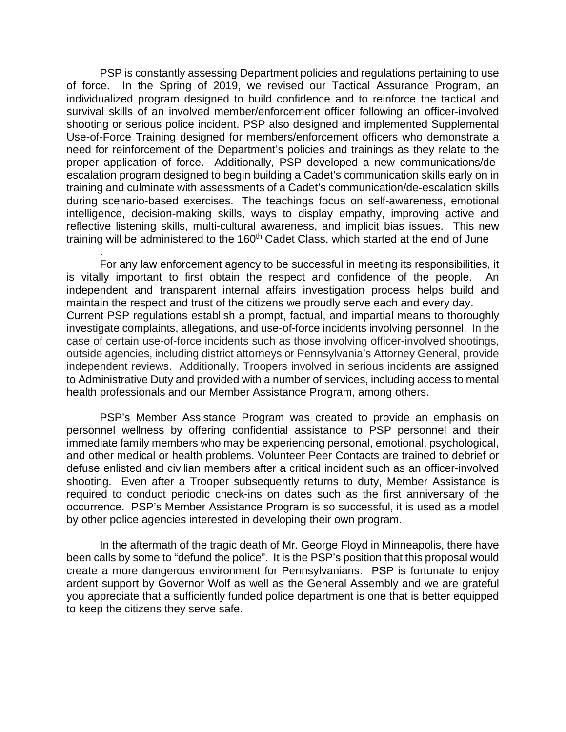PSP is constantly assessing Department policies and regulations pertaining to use of force. In the Spring of 2019, we revised our Tactical Assurance Program, an individualized program designed to build confidence and to reinforce the tactical and survival skills of an involved member/enforcement officer following an officer-involved shooting or serious police incident. PSP also designed and implemented Supplemental Use-of-Force Training designed for members/enforcement officers who demonstrate a need for reinforcement of the Department's policies and trainings as they relate to the proper application of force. Additionally, PSP developed a new communications/de-escalation program designed to begin building a Cadet's communication skills early on in training and culminate with assessments of a Cadet's communication/de-escalation skills during scenario-based exercises. The teachings focus on self-awareness, emotional intelligence, decision-making skills, ways to display empathy, improving active and reflective listening skills, multi-cultural awareness, and implicit bias issues. This new training will be administered to the 160th Cadet Class, which started at the end of June.

For any law enforcement agency to be successful in meeting its responsibilities, it is vitally important to first obtain the respect and confidence of the people. An independent and transparent internal affairs investigation process helps build and maintain the respect and trust of the citizens we proudly serve each and every day. Current PSP regulations establish a prompt, factual, and impartial means to thoroughly investigate complaints, allegations, and use-of-force incidents involving personnel. In the case of certain use-of-force incidents such as those involving officer-involved shootings, outside agencies, including district attorneys or Pennsylvania's Attorney General, provide independent reviews. Additionally, Troopers involved in serious incidents are assigned to Administrative Duty and provided with a number of services, including access to mental health professionals and our Member Assistance Program, among others.

PSP's Member Assistance Program was created to provide an emphasis on personnel wellness by offering confidential assistance to PSP personnel and their immediate family members who may be experiencing personal, emotional, psychological, and other medical or health problems. Volunteer Peer Contacts are trained to debrief or defuse enlisted and civilian members after a critical incident such as an officer-involved shooting. Even after a Trooper subsequently returns to duty, Member Assistance is required to conduct periodic check-ins on dates such as the first anniversary of the occurrence. PSP's Member Assistance Program is so successful, it is used as a model by other police agencies interested in developing their own program.

In the aftermath of the tragic death of Mr. George Floyd in Minneapolis, there have been calls by some to "defund the police". It is the PSP's position that this proposal would create a more dangerous environment for Pennsylvanians. PSP is fortunate to enjoy ardent support by Governor Wolf as well as the General Assembly and we are grateful you appreciate that a sufficiently funded police department is one that is better equipped to keep the citizens they serve safe.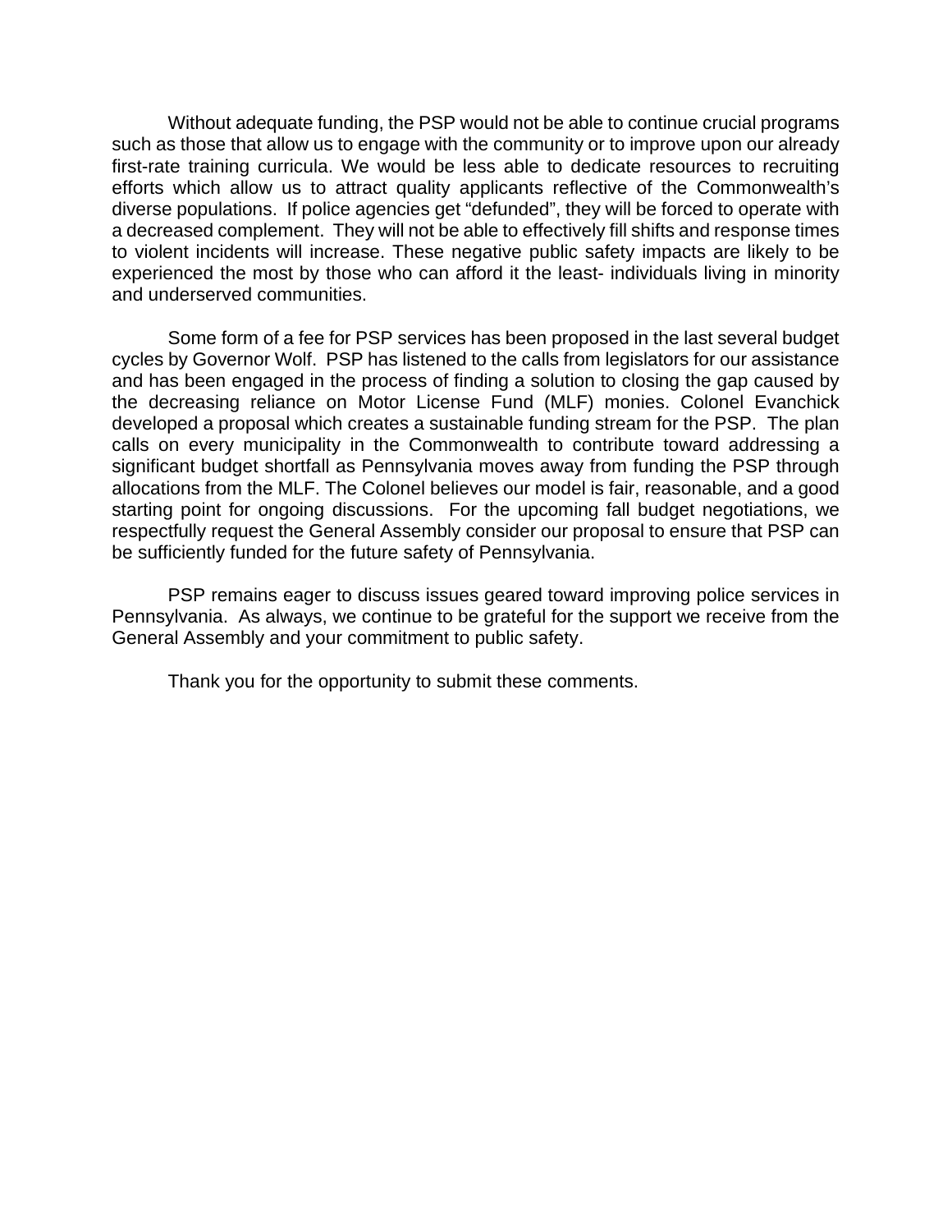Without adequate funding, the PSP would not be able to continue crucial programs such as those that allow us to engage with the community or to improve upon our already first-rate training curricula. We would be less able to dedicate resources to recruiting efforts which allow us to attract quality applicants reflective of the Commonwealth's diverse populations. If police agencies get "defunded", they will be forced to operate with a decreased complement. They will not be able to effectively fill shifts and response times to violent incidents will increase. These negative public safety impacts are likely to be experienced the most by those who can afford it the least- individuals living in minority and underserved communities.

Some form of a fee for PSP services has been proposed in the last several budget cycles by Governor Wolf. PSP has listened to the calls from legislators for our assistance and has been engaged in the process of finding a solution to closing the gap caused by the decreasing reliance on Motor License Fund (MLF) monies. Colonel Evanchick developed a proposal which creates a sustainable funding stream for the PSP. The plan calls on every municipality in the Commonwealth to contribute toward addressing a significant budget shortfall as Pennsylvania moves away from funding the PSP through allocations from the MLF. The Colonel believes our model is fair, reasonable, and a good starting point for ongoing discussions. For the upcoming fall budget negotiations, we respectfully request the General Assembly consider our proposal to ensure that PSP can be sufficiently funded for the future safety of Pennsylvania.

PSP remains eager to discuss issues geared toward improving police services in Pennsylvania. As always, we continue to be grateful for the support we receive from the General Assembly and your commitment to public safety.

Thank you for the opportunity to submit these comments.